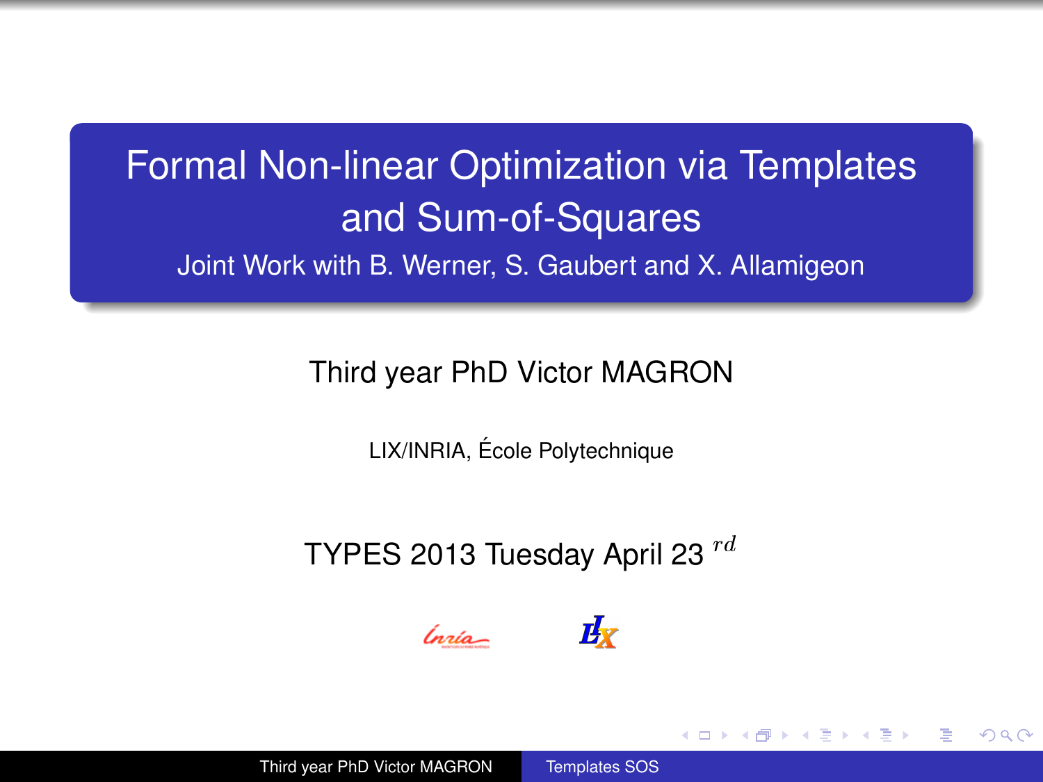# Formal Non-linear Optimization via Templates and Sum-of-Squares

Joint Work with B. Werner, S. Gaubert and X. Allamigeon

Third year PhD Victor MAGRON

LIX/INRIA, École Polytechnique

TYPES 2013 Tuesday April 23 $^{rd}$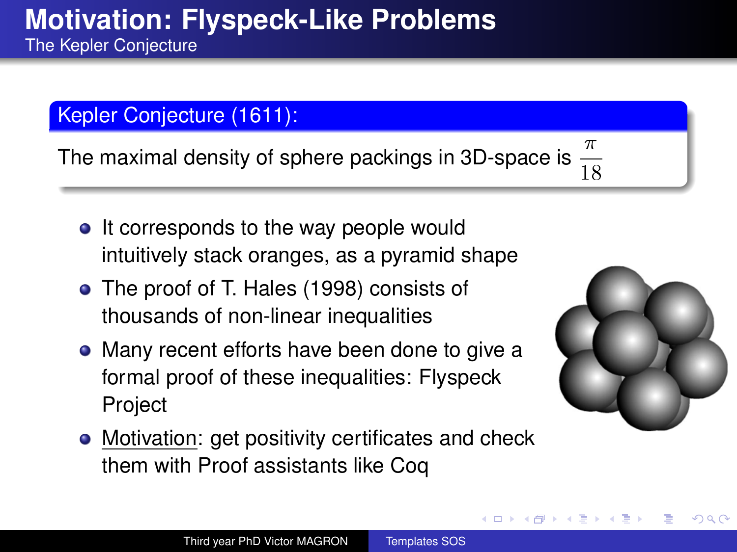# Motivation: Flyspeck-Like Problems

## The Kepler Conjecture

**Kepler Conjecture (1611):**

The maximal density of sphere packings in 3D-space is $\frac{\pi}{\sqrt{18}}$

- It corresponds to the way people would intuitively stack oranges, as a pyramid shape
- The proof of T. Hales (1998) consists of thousands of non-linear inequalities
- Many recent efforts have been done to give a formal proof of these inequalities: Flyspeck Project
- Motivation: get positivity certificates and check them with Proof assistants like Coq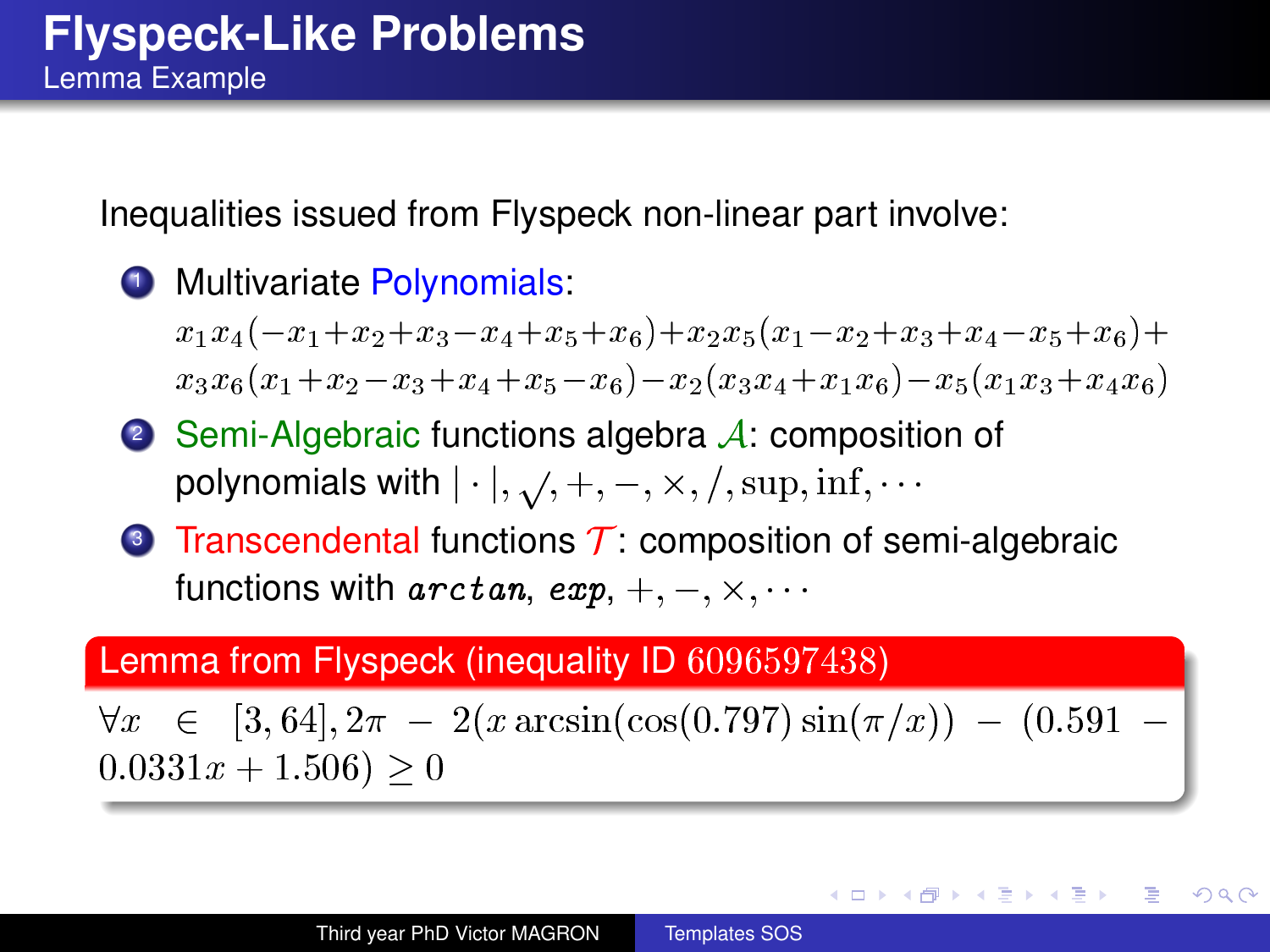# Flyspeck-Like Problems

## Lemma Example

Inequalities issued from Flyspeck non-linear part involve:

1. Multivariate Polynomials:
   $x_1x_4(-x_1+x_2+x_3-x_4+x_5+x_6)+x_2x_5(x_1-x_2+x_3+x_4-x_5+x_6)+x_3x_6(x_1+x_2-x_3+x_4+x_5-x_6)-x_2(x_3x_4+x_1x_6)-x_5(x_1x_3+x_4x_6)$
2. Semi-Algebraic functions algebra $\mathcal{A}$: composition of polynomials with $|\cdot|, \sqrt{}, +, -, \times, /, \sup, \inf, \cdots$
3. Transcendental functions $\mathcal{T}$: composition of semi-algebraic functions with $\boldsymbol{arctan}$, $\boldsymbol{exp}$, $+, -, \times, \cdots$

**Lemma from Flyspeck (inequality ID 6096597438)**

$\forall x \in [3, 64], 2\pi - 2(x \arcsin(\cos(0.797)\sin(\pi/x)) - (0.591 - 0.0331x + 1.506) \geq 0$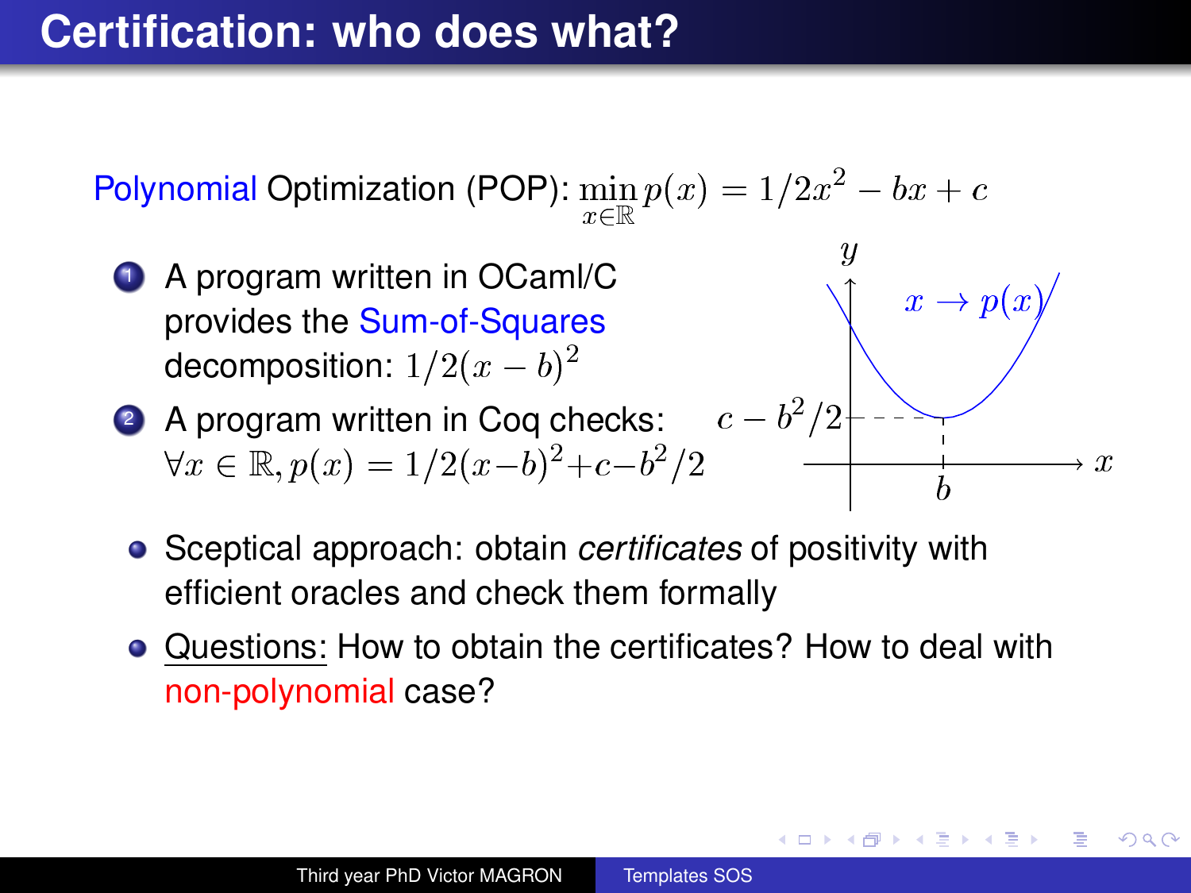# Certification: who does what?

Polynomial Optimization (POP): $\min_{x \in \mathbb{R}} p(x) = 1/2x^2 - bx + c$

1. A program written in OCaml/C provides the Sum-of-Squares decomposition: $1/2(x-b)^2$
2. A program written in Coq checks: $\forall x \in \mathbb{R}, p(x) = 1/2(x-b)^2 + c - b^2/2$

$y$

$x \to p(x)$

$c - b^2/2$

$b$

$x$

- Sceptical approach: obtain *certificates* of positivity with efficient oracles and check them formally
- Questions: How to obtain the certificates? How to deal with non-polynomial case?